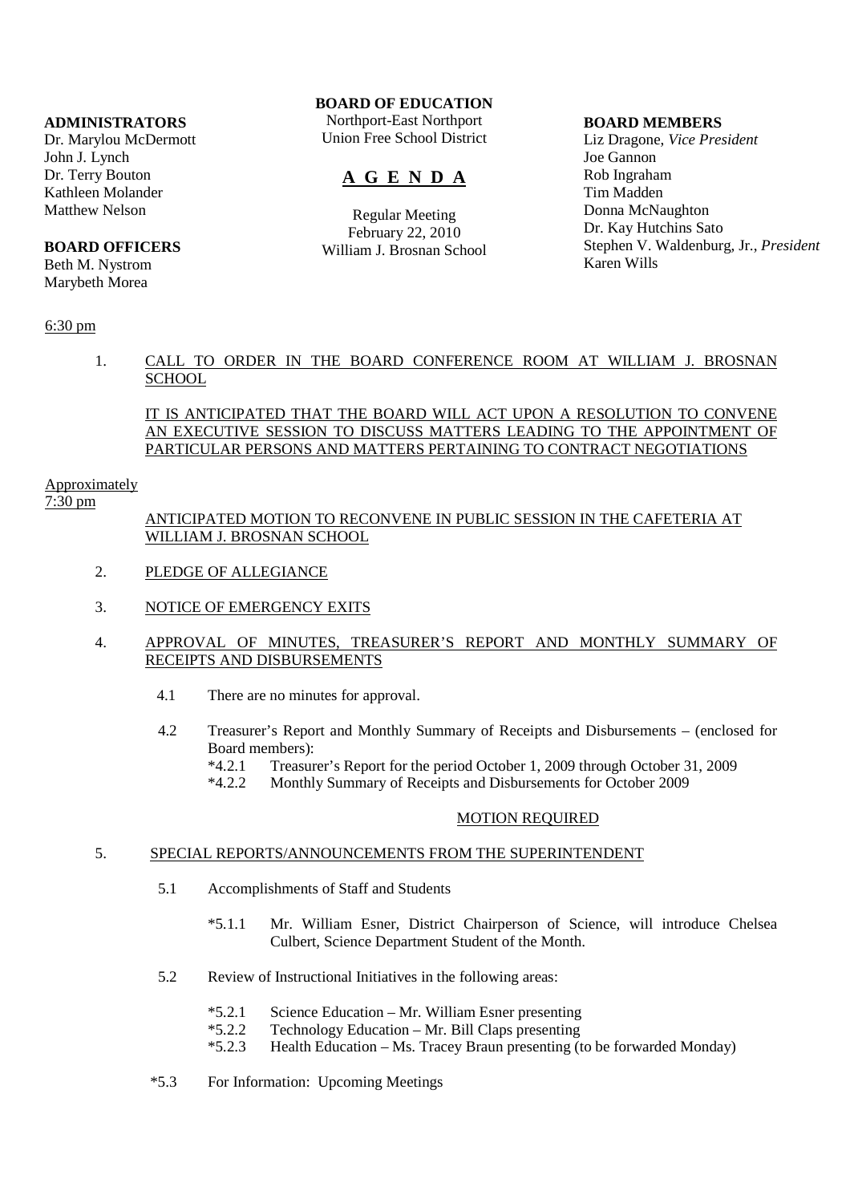**ADMINISTRATORS**
Dr. Marylou McDermott
John J. Lynch
Dr. Terry Bouton
Kathleen Molander
Matthew Nelson

**BOARD OFFICERS**
Beth M. Nystrom
Marybeth Morea

**BOARD OF EDUCATION**
Northport-East Northport
Union Free School District

# A G E N D A

Regular Meeting
February 22, 2010
William J. Brosnan School

**BOARD MEMBERS**
Liz Dragone, *Vice President*
Joe Gannon
Rob Ingraham
Tim Madden
Donna McNaughton
Dr. Kay Hutchins Sato
Stephen V. Waldenburg, Jr., *President*
Karen Wills

6:30 pm

1. CALL TO ORDER IN THE BOARD CONFERENCE ROOM AT WILLIAM J. BROSNAN SCHOOL

   IT IS ANTICIPATED THAT THE BOARD WILL ACT UPON A RESOLUTION TO CONVENE AN EXECUTIVE SESSION TO DISCUSS MATTERS LEADING TO THE APPOINTMENT OF PARTICULAR PERSONS AND MATTERS PERTAINING TO CONTRACT NEGOTIATIONS

Approximately
7:30 pm

ANTICIPATED MOTION TO RECONVENE IN PUBLIC SESSION IN THE CAFETERIA AT WILLIAM J. BROSNAN SCHOOL

2. PLEDGE OF ALLEGIANCE

3. NOTICE OF EMERGENCY EXITS

4. APPROVAL OF MINUTES, TREASURER'S REPORT AND MONTHLY SUMMARY OF RECEIPTS AND DISBURSEMENTS

   4.1 There are no minutes for approval.

   4.2 Treasurer's Report and Monthly Summary of Receipts and Disbursements – (enclosed for Board members):
   - *4.2.1 Treasurer's Report for the period October 1, 2009 through October 31, 2009
   - *4.2.2 Monthly Summary of Receipts and Disbursements for October 2009

   MOTION REQUIRED

5. SPECIAL REPORTS/ANNOUNCEMENTS FROM THE SUPERINTENDENT

   5.1 Accomplishments of Staff and Students

   - *5.1.1 Mr. William Esner, District Chairperson of Science, will introduce Chelsea Culbert, Science Department Student of the Month.

   5.2 Review of Instructional Initiatives in the following areas:

   - *5.2.1 Science Education – Mr. William Esner presenting
   - *5.2.2 Technology Education – Mr. Bill Claps presenting
   - *5.2.3 Health Education – Ms. Tracey Braun presenting (to be forwarded Monday)

   *5.3 For Information: Upcoming Meetings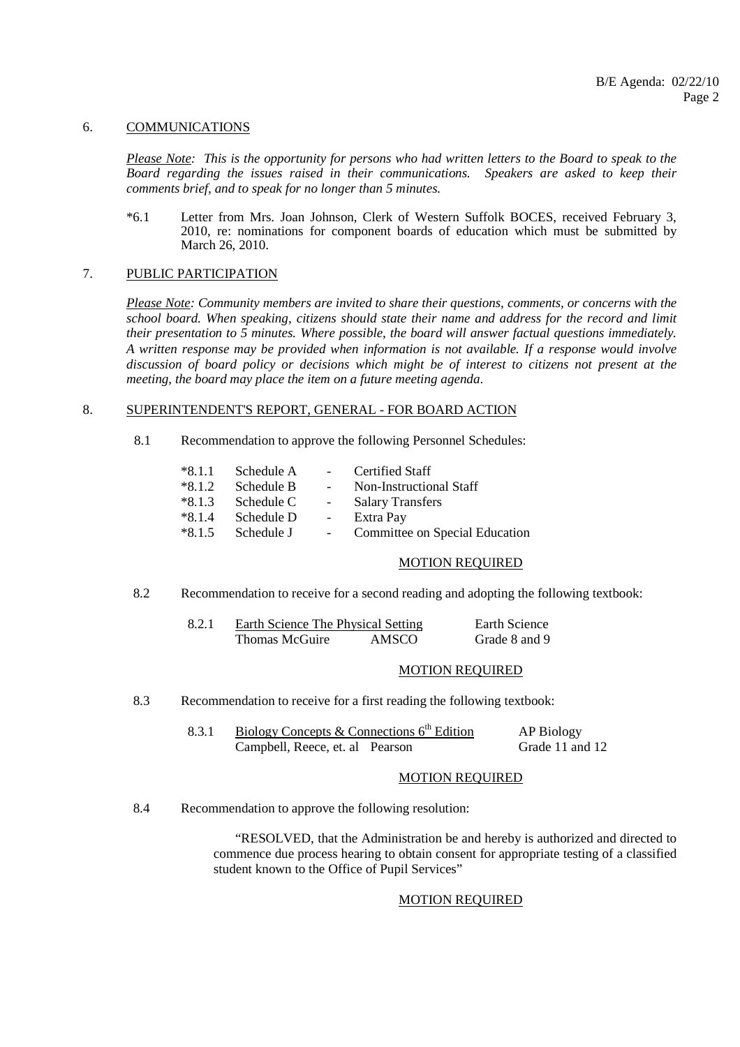## 6. COMMUNICATIONS

*Please Note: This is the opportunity for persons who had written letters to the Board to speak to the Board regarding the issues raised in their communications. Speakers are asked to keep their comments brief, and to speak for no longer than 5 minutes.*

*6.1 Letter from Mrs. Joan Johnson, Clerk of Western Suffolk BOCES, received February 3, 2010, re: nominations for component boards of education which must be submitted by March 26, 2010.

## 7. PUBLIC PARTICIPATION

*Please Note: Community members are invited to share their questions, comments, or concerns with the school board. When speaking, citizens should state their name and address for the record and limit their presentation to 5 minutes. Where possible, the board will answer factual questions immediately. A written response may be provided when information is not available. If a response would involve discussion of board policy or decisions which might be of interest to citizens not present at the meeting, the board may place the item on a future meeting agenda.*

## 8. SUPERINTENDENT'S REPORT, GENERAL - FOR BOARD ACTION

8.1 Recommendation to approve the following Personnel Schedules:

- *8.1.1 Schedule A - Certified Staff
- *8.1.2 Schedule B - Non-Instructional Staff
- *8.1.3 Schedule C - Salary Transfers
- *8.1.4 Schedule D - Extra Pay
- *8.1.5 Schedule J - Committee on Special Education

MOTION REQUIRED

8.2 Recommendation to receive for a second reading and adopting the following textbook:

8.2.1 Earth Science The Physical Setting — Earth Science
Thomas McGuire — AMSCO — Grade 8 and 9

MOTION REQUIRED

8.3 Recommendation to receive for a first reading the following textbook:

8.3.1 Biology Concepts & Connections 6th Edition — AP Biology
Campbell, Reece, et. al — Pearson — Grade 11 and 12

MOTION REQUIRED

8.4 Recommendation to approve the following resolution:

"RESOLVED, that the Administration be and hereby is authorized and directed to commence due process hearing to obtain consent for appropriate testing of a classified student known to the Office of Pupil Services"

MOTION REQUIRED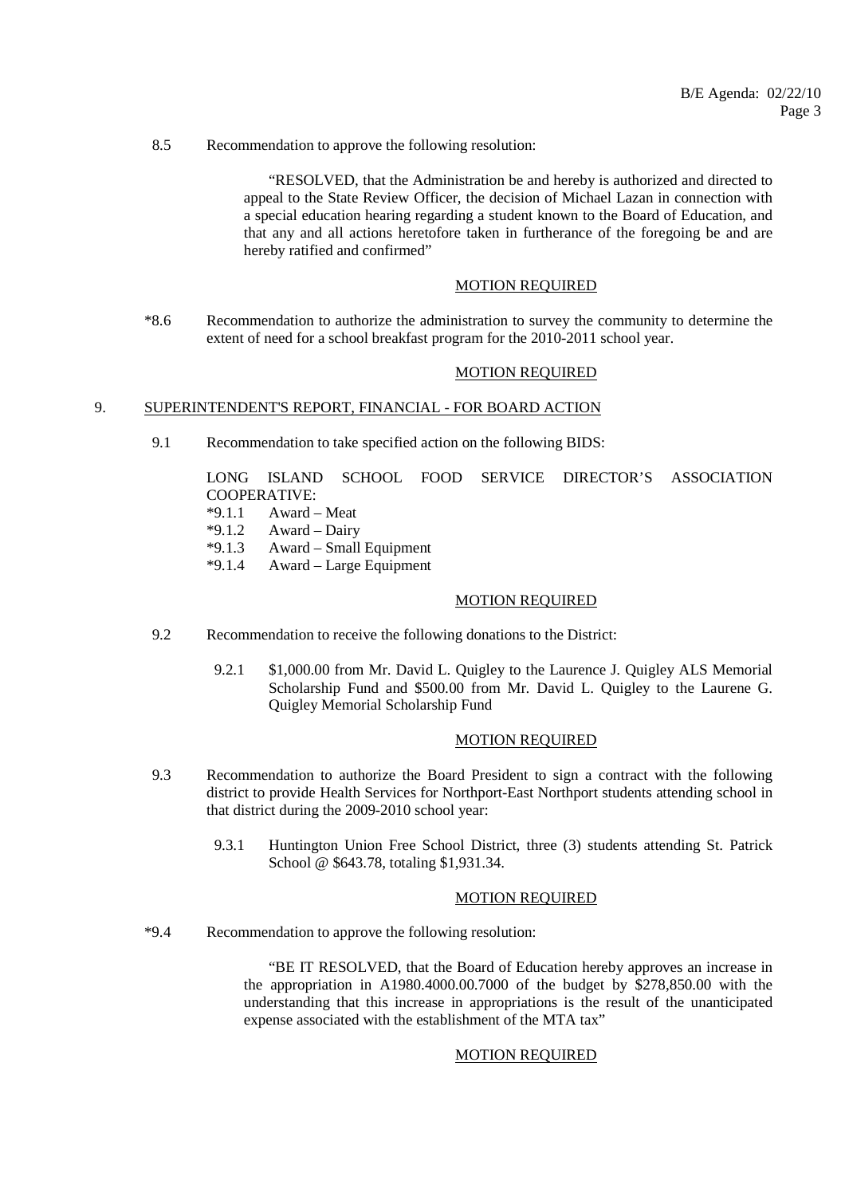8.5 Recommendation to approve the following resolution:

> "RESOLVED, that the Administration be and hereby is authorized and directed to appeal to the State Review Officer, the decision of Michael Lazan in connection with a special education hearing regarding a student known to the Board of Education, and that any and all actions heretofore taken in furtherance of the foregoing be and are hereby ratified and confirmed"

MOTION REQUIRED

*8.6 Recommendation to authorize the administration to survey the community to determine the extent of need for a school breakfast program for the 2010-2011 school year.

MOTION REQUIRED

## 9. SUPERINTENDENT'S REPORT, FINANCIAL - FOR BOARD ACTION

9.1 Recommendation to take specified action on the following BIDS:

LONG ISLAND SCHOOL FOOD SERVICE DIRECTOR'S ASSOCIATION COOPERATIVE:

- *9.1.1 Award – Meat
- *9.1.2 Award – Dairy
- *9.1.3 Award – Small Equipment
- *9.1.4 Award – Large Equipment

MOTION REQUIRED

9.2 Recommendation to receive the following donations to the District:

9.2.1 $1,000.00 from Mr. David L. Quigley to the Laurence J. Quigley ALS Memorial Scholarship Fund and $500.00 from Mr. David L. Quigley to the Laurene G. Quigley Memorial Scholarship Fund

MOTION REQUIRED

9.3 Recommendation to authorize the Board President to sign a contract with the following district to provide Health Services for Northport-East Northport students attending school in that district during the 2009-2010 school year:

9.3.1 Huntington Union Free School District, three (3) students attending St. Patrick School @ $643.78, totaling $1,931.34.

MOTION REQUIRED

*9.4 Recommendation to approve the following resolution:

> "BE IT RESOLVED, that the Board of Education hereby approves an increase in the appropriation in A1980.4000.00.7000 of the budget by $278,850.00 with the understanding that this increase in appropriations is the result of the unanticipated expense associated with the establishment of the MTA tax"

MOTION REQUIRED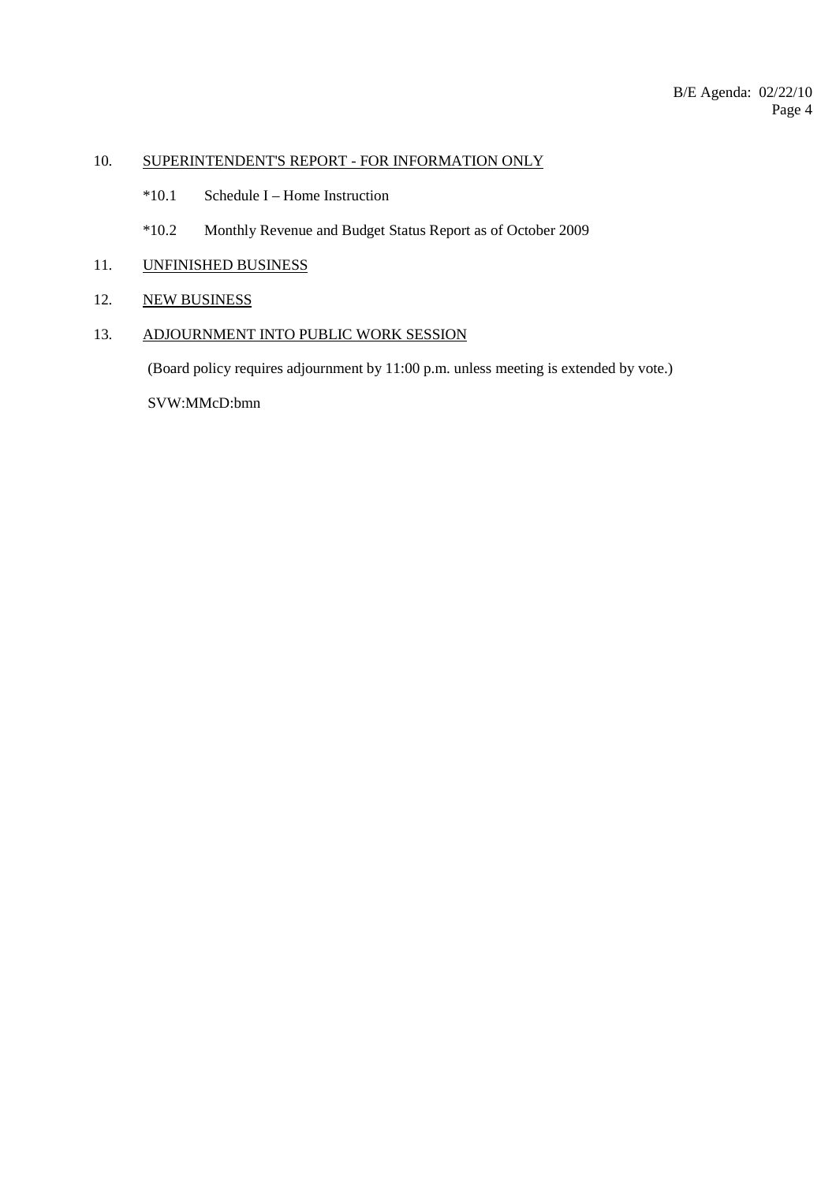10. SUPERINTENDENT'S REPORT - FOR INFORMATION ONLY

    *10.1 Schedule I – Home Instruction

    *10.2 Monthly Revenue and Budget Status Report as of October 2009

11. UNFINISHED BUSINESS

12. NEW BUSINESS

13. ADJOURNMENT INTO PUBLIC WORK SESSION

    (Board policy requires adjournment by 11:00 p.m. unless meeting is extended by vote.)

    SVW:MMcD:bmn